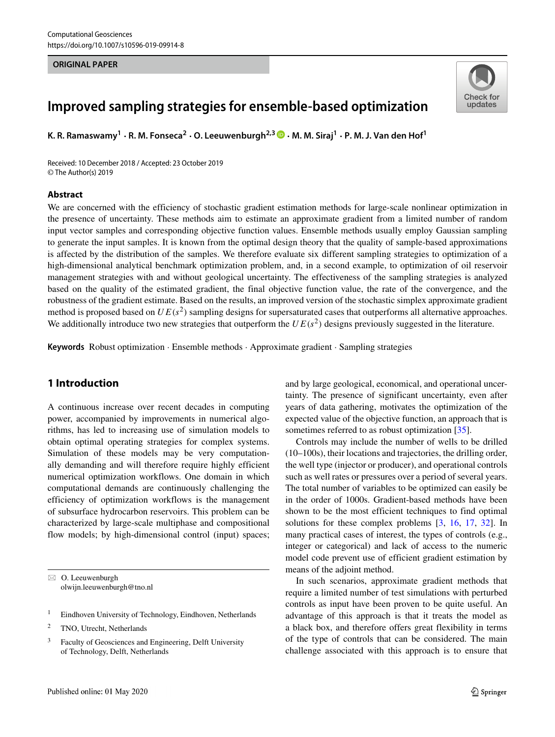Computational Geosciences
https://doi.org/10.1007/s10596-019-09914-8

**ORIGINAL PAPER**

# Improved sampling strategies for ensemble-based optimization

**K. R. Ramaswamy[1] · R. M. Fonseca[2] · O. Leeuwenburgh[2,3] · M. M. Siraj[1] · P. M. J. Van den Hof[1]**

Received: 10 December 2018 / Accepted: 23 October 2019
© The Author(s) 2019

## Abstract

We are concerned with the efficiency of stochastic gradient estimation methods for large-scale nonlinear optimization in the presence of uncertainty. These methods aim to estimate an approximate gradient from a limited number of random input vector samples and corresponding objective function values. Ensemble methods usually employ Gaussian sampling to generate the input samples. It is known from the optimal design theory that the quality of sample-based approximations is affected by the distribution of the samples. We therefore evaluate six different sampling strategies to optimization of a high-dimensional analytical benchmark optimization problem, and, in a second example, to optimization of oil reservoir management strategies with and without geological uncertainty. The effectiveness of the sampling strategies is analyzed based on the quality of the estimated gradient, the final objective function value, the rate of the convergence, and the robustness of the gradient estimate. Based on the results, an improved version of the stochastic simplex approximate gradient method is proposed based on $UE(s^2)$ sampling designs for supersaturated cases that outperforms all alternative approaches. We additionally introduce two new strategies that outperform the $UE(s^2)$ designs previously suggested in the literature.

**Keywords** Robust optimization · Ensemble methods · Approximate gradient · Sampling strategies

## 1 Introduction

A continuous increase over recent decades in computing power, accompanied by improvements in numerical algorithms, has led to increasing use of simulation models to obtain optimal operating strategies for complex systems. Simulation of these models may be very computationally demanding and will therefore require highly efficient numerical optimization workflows. One domain in which computational demands are continuously challenging the efficiency of optimization workflows is the management of subsurface hydrocarbon reservoirs. This problem can be characterized by large-scale multiphase and compositional flow models; by high-dimensional control (input) spaces; and by large geological, economical, and operational uncertainty. The presence of significant uncertainty, even after years of data gathering, motivates the optimization of the expected value of the objective function, an approach that is sometimes referred to as robust optimization [35].

Controls may include the number of wells to be drilled (10–100s), their locations and trajectories, the drilling order, the well type (injector or producer), and operational controls such as well rates or pressures over a period of several years. The total number of variables to be optimized can easily be in the order of 1000s. Gradient-based methods have been shown to be the most efficient techniques to find optimal solutions for these complex problems [3, 16, 17, 32]. In many practical cases of interest, the types of controls (e.g., integer or categorical) and lack of access to the numeric model code prevent use of efficient gradient estimation by means of the adjoint method.

In such scenarios, approximate gradient methods that require a limited number of test simulations with perturbed controls as input have been proven to be quite useful. An advantage of this approach is that it treats the model as a black box, and therefore offers great flexibility in terms of the type of controls that can be considered. The main challenge associated with this approach is to ensure that

✉ O. Leeuwenburgh
olwijn.leeuwenburgh@tno.nl

[1] Eindhoven University of Technology, Eindhoven, Netherlands

[2] TNO, Utrecht, Netherlands

[3] Faculty of Geosciences and Engineering, Delft University of Technology, Delft, Netherlands

Published online: 01 May 2020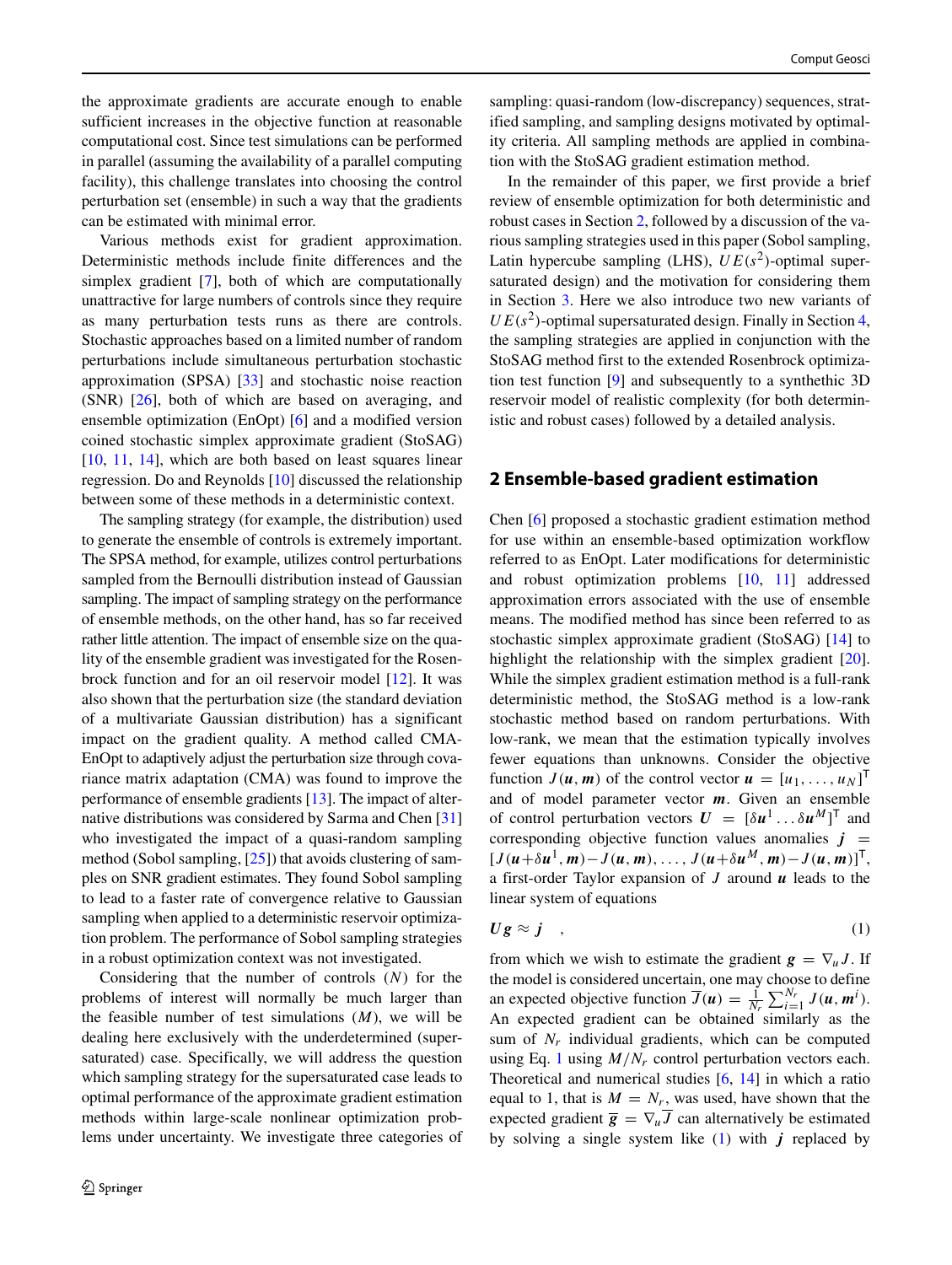the approximate gradients are accurate enough to enable sufficient increases in the objective function at reasonable computational cost. Since test simulations can be performed in parallel (assuming the availability of a parallel computing facility), this challenge translates into choosing the control perturbation set (ensemble) in such a way that the gradients can be estimated with minimal error.

Various methods exist for gradient approximation. Deterministic methods include finite differences and the simplex gradient [7], both of which are computationally unattractive for large numbers of controls since they require as many perturbation tests runs as there are controls. Stochastic approaches based on a limited number of random perturbations include simultaneous perturbation stochastic approximation (SPSA) [33] and stochastic noise reaction (SNR) [26], both of which are based on averaging, and ensemble optimization (EnOpt) [6] and a modified version coined stochastic simplex approximate gradient (StoSAG) [10, 11, 14], which are both based on least squares linear regression. Do and Reynolds [10] discussed the relationship between some of these methods in a deterministic context.

The sampling strategy (for example, the distribution) used to generate the ensemble of controls is extremely important. The SPSA method, for example, utilizes control perturbations sampled from the Bernoulli distribution instead of Gaussian sampling. The impact of sampling strategy on the performance of ensemble methods, on the other hand, has so far received rather little attention. The impact of ensemble size on the quality of the ensemble gradient was investigated for the Rosenbrock function and for an oil reservoir model [12]. It was also shown that the perturbation size (the standard deviation of a multivariate Gaussian distribution) has a significant impact on the gradient quality. A method called CMA-EnOpt to adaptively adjust the perturbation size through covariance matrix adaptation (CMA) was found to improve the performance of ensemble gradients [13]. The impact of alternative distributions was considered by Sarma and Chen [31] who investigated the impact of a quasi-random sampling method (Sobol sampling, [25]) that avoids clustering of samples on SNR gradient estimates. They found Sobol sampling to lead to a faster rate of convergence relative to Gaussian sampling when applied to a deterministic reservoir optimization problem. The performance of Sobol sampling strategies in a robust optimization context was not investigated.

Considering that the number of controls ($N$) for the problems of interest will normally be much larger than the feasible number of test simulations ($M$), we will be dealing here exclusively with the underdetermined (supersaturated) case. Specifically, we will address the question which sampling strategy for the supersaturated case leads to optimal performance of the approximate gradient estimation methods within large-scale nonlinear optimization problems under uncertainty. We investigate three categories of sampling: quasi-random (low-discrepancy) sequences, stratified sampling, and sampling designs motivated by optimality criteria. All sampling methods are applied in combination with the StoSAG gradient estimation method.

In the remainder of this paper, we first provide a brief review of ensemble optimization for both deterministic and robust cases in Section 2, followed by a discussion of the various sampling strategies used in this paper (Sobol sampling, Latin hypercube sampling (LHS), $UE(s^2)$-optimal supersaturated design) and the motivation for considering them in Section 3. Here we also introduce two new variants of $UE(s^2)$-optimal supersaturated design. Finally in Section 4, the sampling strategies are applied in conjunction with the StoSAG method first to the extended Rosenbrock optimization test function [9] and subsequently to a synthetic 3D reservoir model of realistic complexity (for both deterministic and robust cases) followed by a detailed analysis.

## 2 Ensemble-based gradient estimation

Chen [6] proposed a stochastic gradient estimation method for use within an ensemble-based optimization workflow referred to as EnOpt. Later modifications for deterministic and robust optimization problems [10, 11] addressed approximation errors associated with the use of ensemble means. The modified method has since been referred to as stochastic simplex approximate gradient (StoSAG) [14] to highlight the relationship with the simplex gradient [20]. While the simplex gradient estimation method is a full-rank deterministic method, the StoSAG method is a low-rank stochastic method based on random perturbations. With low-rank, we mean that the estimation typically involves fewer equations than unknowns. Consider the objective function $J(\boldsymbol{u}, \boldsymbol{m})$ of the control vector $\boldsymbol{u} = [u_1, \ldots, u_N]^\mathsf{T}$ and of model parameter vector $\boldsymbol{m}$. Given an ensemble of control perturbation vectors $\boldsymbol{U} = [\delta\boldsymbol{u}^1 \ldots \delta\boldsymbol{u}^M]^\mathsf{T}$ and corresponding objective function values anomalies $\boldsymbol{j} = [J(\boldsymbol{u}+\delta\boldsymbol{u}^1, \boldsymbol{m}) - J(\boldsymbol{u}, \boldsymbol{m}), \ldots, J(\boldsymbol{u}+\delta\boldsymbol{u}^M, \boldsymbol{m}) - J(\boldsymbol{u}, \boldsymbol{m})]^\mathsf{T}$, a first-order Taylor expansion of $J$ around $\boldsymbol{u}$ leads to the linear system of equations

$$\boldsymbol{U}\boldsymbol{g} \approx \boldsymbol{j} \quad , \tag{1}$$

from which we wish to estimate the gradient $\boldsymbol{g} = \nabla_u J$. If the model is considered uncertain, one may choose to define an expected objective function $\overline{J}(\boldsymbol{u}) = \frac{1}{N_r}\sum_{i=1}^{N_r} J(\boldsymbol{u}, \boldsymbol{m}^i)$. An expected gradient can be obtained similarly as the sum of $N_r$ individual gradients, which can be computed using Eq. 1 using $M/N_r$ control perturbation vectors each. Theoretical and numerical studies [6, 14] in which a ratio equal to 1, that is $M = N_r$, was used, have shown that the expected gradient $\overline{\boldsymbol{g}} = \nabla_u \overline{J}$ can alternatively be estimated by solving a single system like (1) with $\boldsymbol{j}$ replaced by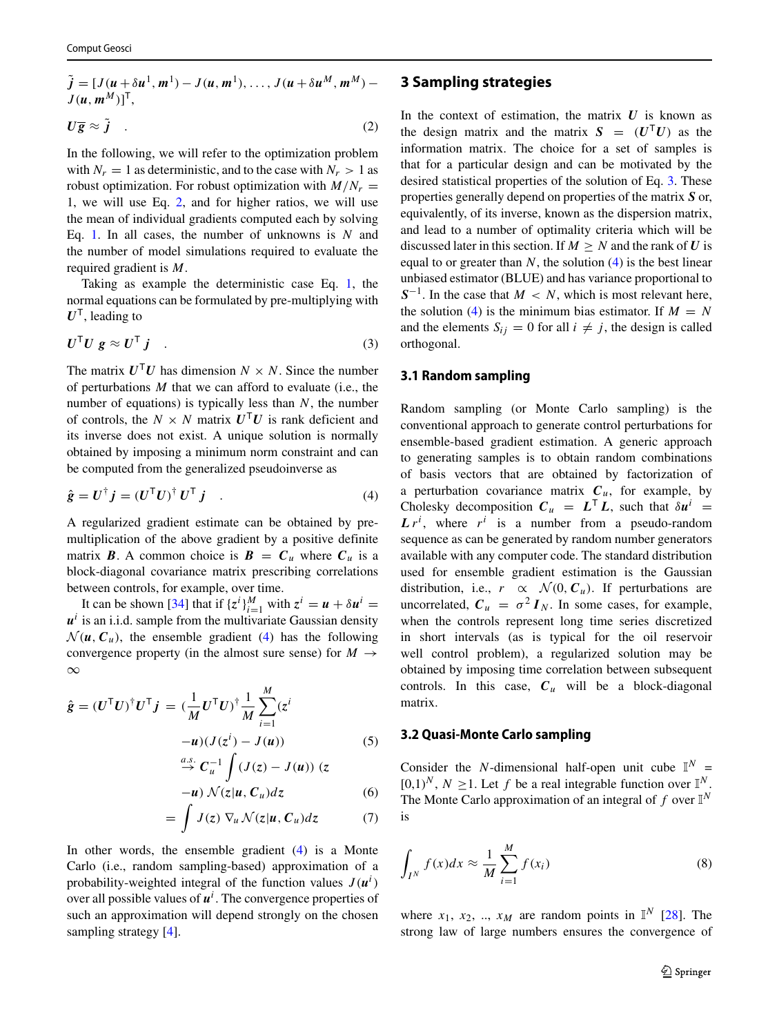$$\tilde{\boldsymbol{j}} = [J(\boldsymbol{u}+\delta\boldsymbol{u}^1, \boldsymbol{m}^1) - J(\boldsymbol{u}, \boldsymbol{m}^1), \ldots, J(\boldsymbol{u}+\delta\boldsymbol{u}^M, \boldsymbol{m}^M) - J(\boldsymbol{u}, \boldsymbol{m}^M)]^\mathsf{T},$$

$$\boldsymbol{U}\overline{\boldsymbol{g}} \approx \tilde{\boldsymbol{j}} \quad . \tag{2}$$

In the following, we will refer to the optimization problem with $N_r = 1$ as deterministic, and to the case with $N_r > 1$ as robust optimization. For robust optimization with $M/N_r = 1$, we will use Eq. 2, and for higher ratios, we will use the mean of individual gradients computed each by solving Eq. 1. In all cases, the number of unknowns is $N$ and the number of model simulations required to evaluate the required gradient is $M$.

Taking as example the deterministic case Eq. 1, the normal equations can be formulated by pre-multiplying with $\boldsymbol{U}^\mathsf{T}$, leading to

$$\boldsymbol{U}^\mathsf{T}\boldsymbol{U}\ \boldsymbol{g} \approx \boldsymbol{U}^\mathsf{T}\ \boldsymbol{j} \quad . \tag{3}$$

The matrix $\boldsymbol{U}^\mathsf{T}\boldsymbol{U}$ has dimension $N \times N$. Since the number of perturbations $M$ that we can afford to evaluate (i.e., the number of equations) is typically less than $N$, the number of controls, the $N \times N$ matrix $\boldsymbol{U}^\mathsf{T}\boldsymbol{U}$ is rank deficient and its inverse does not exist. A unique solution is normally obtained by imposing a minimum norm constraint and can be computed from the generalized pseudoinverse as

$$\hat{\boldsymbol{g}} = \boldsymbol{U}^\dagger \boldsymbol{j} = (\boldsymbol{U}^\mathsf{T}\boldsymbol{U})^\dagger\ \boldsymbol{U}^\mathsf{T}\ \boldsymbol{j} \quad . \tag{4}$$

A regularized gradient estimate can be obtained by pre-multiplication of the above gradient by a positive definite matrix $\boldsymbol{B}$. A common choice is $\boldsymbol{B} = \boldsymbol{C}_u$ where $\boldsymbol{C}_u$ is a block-diagonal covariance matrix prescribing correlations between controls, for example, over time.

It can be shown [34] that if $\{z^i\}_{i=1}^M$ with $\boldsymbol{z}^i = \boldsymbol{u} + \delta\boldsymbol{u}^i = \boldsymbol{u}^i$ is an i.i.d. sample from the multivariate Gaussian density $\mathcal{N}(\boldsymbol{u}, \boldsymbol{C}_u)$, the ensemble gradient (4) has the following convergence property (in the almost sure sense) for $M \to \infty$

$$\hat{\boldsymbol{g}} = (\boldsymbol{U}^\mathsf{T}\boldsymbol{U})^\dagger\boldsymbol{U}^\mathsf{T}\boldsymbol{j} = \left(\frac{1}{M}\boldsymbol{U}^\mathsf{T}\boldsymbol{U}\right)^\dagger \frac{1}{M}\sum_{i=1}^{M}(\boldsymbol{z}^i - \boldsymbol{u})(J(\boldsymbol{z}^i) - J(\boldsymbol{u})) \tag{5}$$

$$\xrightarrow{a.s.} \boldsymbol{C}_u^{-1}\int (J(\boldsymbol{z}) - J(\boldsymbol{u}))\ (\boldsymbol{z} - \boldsymbol{u})\ \mathcal{N}(\boldsymbol{z}|\boldsymbol{u}, \boldsymbol{C}_u)d\boldsymbol{z} \tag{6}$$

$$= \int J(\boldsymbol{z})\ \nabla_u \mathcal{N}(\boldsymbol{z}|\boldsymbol{u}, \boldsymbol{C}_u)d\boldsymbol{z} \tag{7}$$

In other words, the ensemble gradient (4) is a Monte Carlo (i.e., random sampling-based) approximation of a probability-weighted integral of the function values $J(\boldsymbol{u}^i)$ over all possible values of $\boldsymbol{u}^i$. The convergence properties of such an approximation will depend strongly on the chosen sampling strategy [4].

## 3 Sampling strategies

In the context of estimation, the matrix $\boldsymbol{U}$ is known as the design matrix and the matrix $\boldsymbol{S} = (\boldsymbol{U}^\mathsf{T}\boldsymbol{U})$ as the information matrix. The choice for a set of samples is that for a particular design and can be motivated by the desired statistical properties of the solution of Eq. 3. These properties generally depend on properties of the matrix $\boldsymbol{S}$ or, equivalently, of its inverse, known as the dispersion matrix, and lead to a number of optimality criteria which will be discussed later in this section. If $M \geq N$ and the rank of $\boldsymbol{U}$ is equal to or greater than $N$, the solution (4) is the best linear unbiased estimator (BLUE) and has variance proportional to $\boldsymbol{S}^{-1}$. In the case that $M < N$, which is most relevant here, the solution (4) is the minimum bias estimator. If $M = N$ and the elements $S_{ij} = 0$ for all $i \neq j$, the design is called orthogonal.

### 3.1 Random sampling

Random sampling (or Monte Carlo sampling) is the conventional approach to generate control perturbations for ensemble-based gradient estimation. A generic approach to generating samples is to obtain random combinations of basis vectors that are obtained by factorization of a perturbation covariance matrix $\boldsymbol{C}_u$, for example, by Cholesky decomposition $\boldsymbol{C}_u = \boldsymbol{L}^\mathsf{T}\boldsymbol{L}$, such that $\delta\boldsymbol{u}^i = \boldsymbol{L}\,r^i$, where $r^i$ is a number from a pseudo-random sequence as can be generated by random number generators available with any computer code. The standard distribution used for ensemble gradient estimation is the Gaussian distribution, i.e., $r \propto \mathcal{N}(0, \boldsymbol{C}_u)$. If perturbations are uncorrelated, $\boldsymbol{C}_u = \sigma^2\boldsymbol{I}_N$. In some cases, for example, when the controls represent long time series discretized in short intervals (as is typical for the oil reservoir well control problem), a regularized solution may be obtained by imposing time correlation between subsequent controls. In this case, $\boldsymbol{C}_u$ will be a block-diagonal matrix.

### 3.2 Quasi-Monte Carlo sampling

Consider the $N$-dimensional half-open unit cube $\mathbb{I}^N = [0,1)^N$, $N \geq 1$. Let $f$ be a real integrable function over $\mathbb{I}^N$. The Monte Carlo approximation of an integral of $f$ over $\mathbb{I}^N$ is

$$\int_{I^N} f(x)dx \approx \frac{1}{M}\sum_{i=1}^{M} f(x_i) \tag{8}$$

where $x_1, x_2, .., x_M$ are random points in $\mathbb{I}^N$ [28]. The strong law of large numbers ensures the convergence of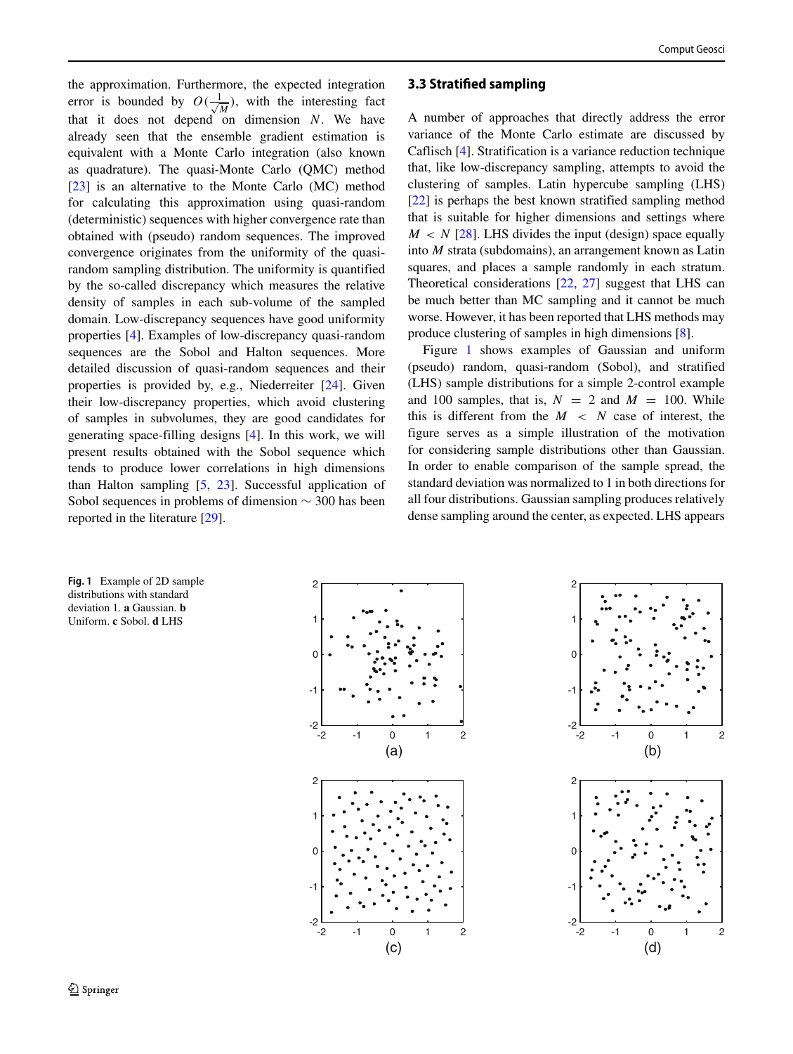the approximation. Furthermore, the expected integration error is bounded by $O(\frac{1}{\sqrt{M}})$, with the interesting fact that it does not depend on dimension $N$. We have already seen that the ensemble gradient estimation is equivalent with a Monte Carlo integration (also known as quadrature). The quasi-Monte Carlo (QMC) method [23] is an alternative to the Monte Carlo (MC) method for calculating this approximation using quasi-random (deterministic) sequences with higher convergence rate than obtained with (pseudo) random sequences. The improved convergence originates from the uniformity of the quasi-random sampling distribution. The uniformity is quantified by the so-called discrepancy which measures the relative density of samples in each sub-volume of the sampled domain. Low-discrepancy sequences have good uniformity properties [4]. Examples of low-discrepancy quasi-random sequences are the Sobol and Halton sequences. More detailed discussion of quasi-random sequences and their properties is provided by, e.g., Niederreiter [24]. Given their low-discrepancy properties, which avoid clustering of samples in subvolumes, they are good candidates for generating space-filling designs [4]. In this work, we will present results obtained with the Sobol sequence which tends to produce lower correlations in high dimensions than Halton sampling [5, 23]. Successful application of Sobol sequences in problems of dimension $\sim 300$ has been reported in the literature [29].

### 3.3 Stratified sampling

A number of approaches that directly address the error variance of the Monte Carlo estimate are discussed by Caflisch [4]. Stratification is a variance reduction technique that, like low-discrepancy sampling, attempts to avoid the clustering of samples. Latin hypercube sampling (LHS) [22] is perhaps the best known stratified sampling method that is suitable for higher dimensions and settings where $M < N$ [28]. LHS divides the input (design) space equally into $M$ strata (subdomains), an arrangement known as Latin squares, and places a sample randomly in each stratum. Theoretical considerations [22, 27] suggest that LHS can be much better than MC sampling and it cannot be much worse. However, it has been reported that LHS methods may produce clustering of samples in high dimensions [8].

Figure 1 shows examples of Gaussian and uniform (pseudo) random, quasi-random (Sobol), and stratified (LHS) sample distributions for a simple 2-control example and 100 samples, that is, $N = 2$ and $M = 100$. While this is different from the $M < N$ case of interest, the figure serves as a simple illustration of the motivation for considering sample distributions other than Gaussian. In order to enable comparison of the sample spread, the standard deviation was normalized to 1 in both directions for all four distributions. Gaussian sampling produces relatively dense sampling around the center, as expected. LHS appears

**Fig. 1** Example of 2D sample distributions with standard deviation 1. **a** Gaussian. **b** Uniform. **c** Sobol. **d** LHS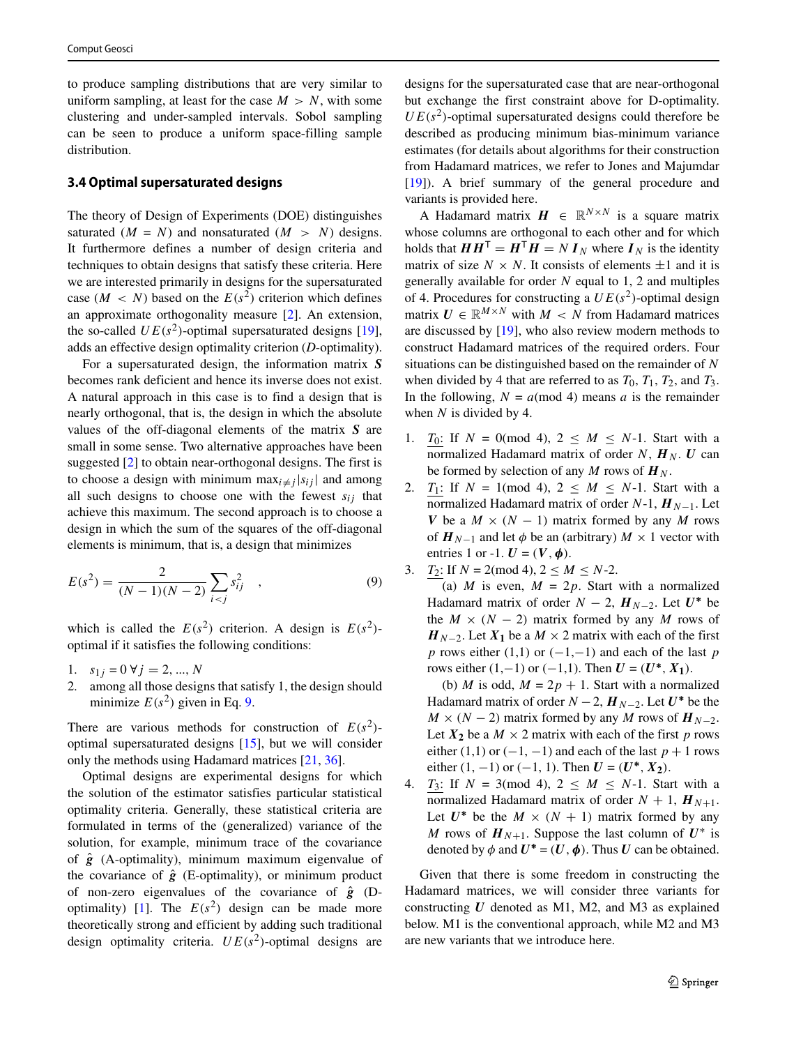to produce sampling distributions that are very similar to uniform sampling, at least for the case $M > N$, with some clustering and under-sampled intervals. Sobol sampling can be seen to produce a uniform space-filling sample distribution.

### 3.4 Optimal supersaturated designs

The theory of Design of Experiments (DOE) distinguishes saturated ($M = N$) and nonsaturated ($M > N$) designs. It furthermore defines a number of design criteria and techniques to obtain designs that satisfy these criteria. Here we are interested primarily in designs for the supersaturated case ($M < N$) based on the $E(s^2)$ criterion which defines an approximate orthogonality measure [2]. An extension, the so-called $UE(s^2)$-optimal supersaturated designs [19], adds an effective design optimality criterion (*D*-optimality).

For a supersaturated design, the information matrix $\boldsymbol{S}$ becomes rank deficient and hence its inverse does not exist. A natural approach in this case is to find a design that is nearly orthogonal, that is, the design in which the absolute values of the off-diagonal elements of the matrix $\boldsymbol{S}$ are small in some sense. Two alternative approaches have been suggested [2] to obtain near-orthogonal designs. The first is to choose a design with minimum $\max_{i \neq j}|s_{ij}|$ and among all such designs to choose one with the fewest $s_{ij}$ that achieve this maximum. The second approach is to choose a design in which the sum of the squares of the off-diagonal elements is minimum, that is, a design that minimizes

$$E(s^2) = \frac{2}{(N-1)(N-2)} \sum_{i<j} s_{ij}^2 \quad , \tag{9}$$

which is called the $E(s^2)$ criterion. A design is $E(s^2)$-optimal if it satisfies the following conditions:

1. $s_{1j} = 0 \; \forall j = 2, ..., N$
2. among all those designs that satisfy 1, the design should minimize $E(s^2)$ given in Eq. 9.

There are various methods for construction of $E(s^2)$-optimal supersaturated designs [15], but we will consider only the methods using Hadamard matrices [21, 36].

Optimal designs are experimental designs for which the solution of the estimator satisfies particular statistical optimality criteria. Generally, these statistical criteria are formulated in terms of the (generalized) variance of the solution, for example, minimum trace of the covariance of $\hat{\boldsymbol{g}}$ (A-optimality), minimum maximum eigenvalue of the covariance of $\hat{\boldsymbol{g}}$ (E-optimality), or minimum product of non-zero eigenvalues of the covariance of $\hat{\boldsymbol{g}}$ (D-optimality) [1]. The $E(s^2)$ design can be made more theoretically strong and efficient by adding such traditional design optimality criteria. $UE(s^2)$-optimal designs are designs for the supersaturated case that are near-orthogonal but exchange the first constraint above for D-optimality. $UE(s^2)$-optimal supersaturated designs could therefore be described as producing minimum bias-minimum variance estimates (for details about algorithms for their construction from Hadamard matrices, we refer to Jones and Majumdar [19]). A brief summary of the general procedure and variants is provided here.

A Hadamard matrix $\boldsymbol{H} \in \mathbb{R}^{N \times N}$ is a square matrix whose columns are orthogonal to each other and for which holds that $\boldsymbol{H}\boldsymbol{H}^\top = \boldsymbol{H}^\top\boldsymbol{H} = N\,\boldsymbol{I}_N$ where $\boldsymbol{I}_N$ is the identity matrix of size $N \times N$. It consists of elements $\pm 1$ and it is generally available for order $N$ equal to 1, 2 and multiples of 4. Procedures for constructing a $UE(s^2)$-optimal design matrix $\boldsymbol{U} \in \mathbb{R}^{M \times N}$ with $M < N$ from Hadamard matrices are discussed by [19], who also review modern methods to construct Hadamard matrices of the required orders. Four situations can be distinguished based on the remainder of $N$ when divided by 4 that are referred to as $T_0$, $T_1$, $T_2$, and $T_3$. In the following, $N = a(\text{mod } 4)$ means $a$ is the remainder when $N$ is divided by 4.

1. $\underline{T_0}$: If $N = 0(\text{mod } 4)$, $2 \leq M \leq N$-1. Start with a normalized Hadamard matrix of order $N$, $\boldsymbol{H}_N$. $\boldsymbol{U}$ can be formed by selection of any $M$ rows of $\boldsymbol{H}_N$.
2. $\underline{T_1}$: If $N = 1(\text{mod } 4)$, $2 \leq M \leq N$-1. Start with a normalized Hadamard matrix of order $N$-1, $\boldsymbol{H}_{N-1}$. Let $\boldsymbol{V}$ be a $M \times (N-1)$ matrix formed by any $M$ rows of $\boldsymbol{H}_{N-1}$ and let $\phi$ be an (arbitrary) $M \times 1$ vector with entries 1 or -1. $\boldsymbol{U} = (\boldsymbol{V}, \boldsymbol{\phi})$.
3. $\underline{T_2}$: If $N = 2(\text{mod } 4)$, $2 \leq M \leq N$-2.
   (a) $M$ is even, $M = 2p$. Start with a normalized Hadamard matrix of order $N-2$, $\boldsymbol{H}_{N-2}$. Let $\boldsymbol{U^*}$ be the $M \times (N-2)$ matrix formed by any $M$ rows of $\boldsymbol{H}_{N-2}$. Let $\boldsymbol{X_1}$ be a $M \times 2$ matrix with each of the first $p$ rows either (1,1) or $(-1,-1)$ and each of the last $p$ rows either $(1,-1)$ or $(-1,1)$. Then $\boldsymbol{U} = (\boldsymbol{U^*}, \boldsymbol{X_1})$.
   (b) $M$ is odd, $M = 2p + 1$. Start with a normalized Hadamard matrix of order $N-2$, $\boldsymbol{H}_{N-2}$. Let $\boldsymbol{U^*}$ be the $M \times (N-2)$ matrix formed by any $M$ rows of $\boldsymbol{H}_{N-2}$. Let $\boldsymbol{X_2}$ be a $M \times 2$ matrix with each of the first $p$ rows either (1,1) or $(-1, -1)$ and each of the last $p + 1$ rows either $(1, -1)$ or $(-1, 1)$. Then $\boldsymbol{U} = (\boldsymbol{U^*}, \boldsymbol{X_2})$.
4. $\underline{T_3}$: If $N = 3(\text{mod } 4)$, $2 \leq M \leq N$-1. Start with a normalized Hadamard matrix of order $N + 1$, $\boldsymbol{H}_{N+1}$. Let $\boldsymbol{U^*}$ be the $M \times (N + 1)$ matrix formed by any $M$ rows of $\boldsymbol{H}_{N+1}$. Suppose the last column of $\boldsymbol{U}^*$ is denoted by $\phi$ and $\boldsymbol{U^*} = (\boldsymbol{U}, \boldsymbol{\phi})$. Thus $\boldsymbol{U}$ can be obtained.

Given that there is some freedom in constructing the Hadamard matrices, we will consider three variants for constructing $\boldsymbol{U}$ denoted as M1, M2, and M3 as explained below. M1 is the conventional approach, while M2 and M3 are new variants that we introduce here.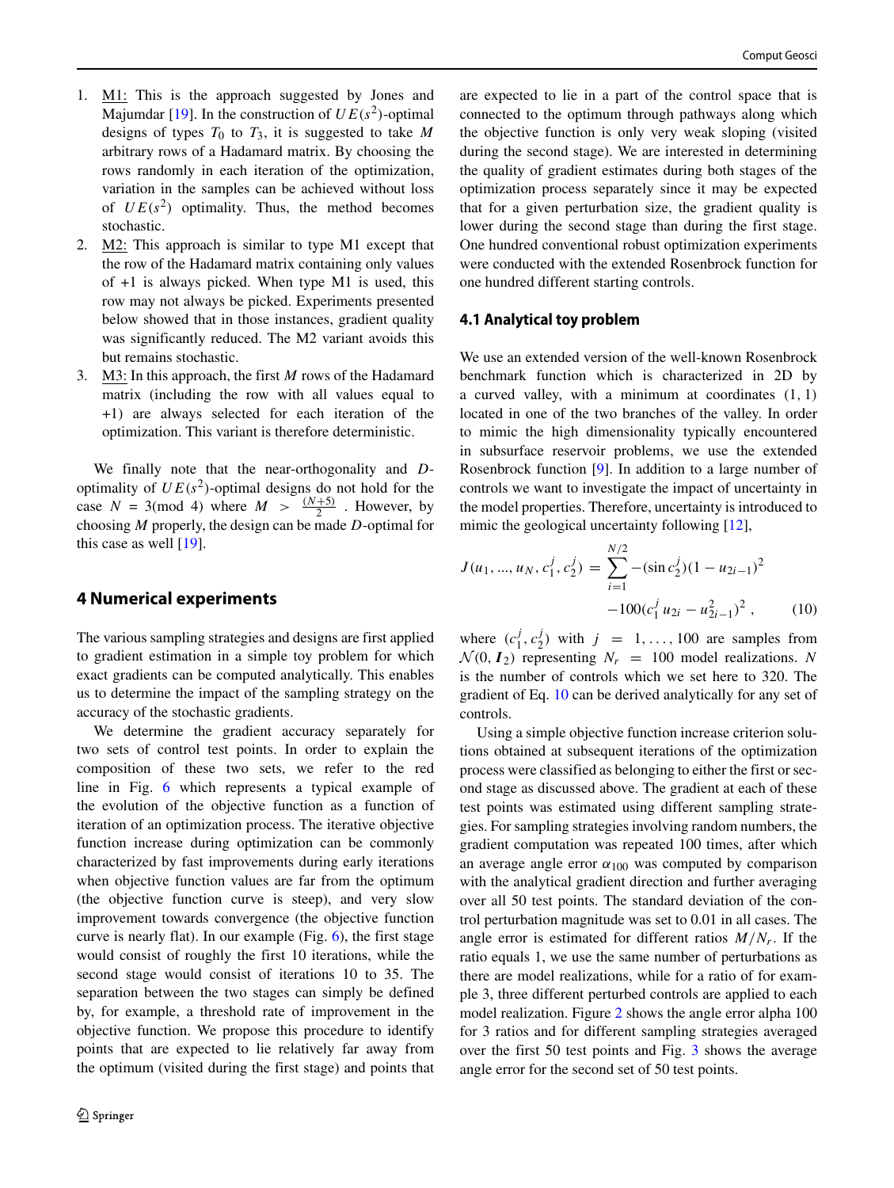1. M1: This is the approach suggested by Jones and Majumdar [19]. In the construction of $UE(s^2)$-optimal designs of types $T_0$ to $T_3$, it is suggested to take $M$ arbitrary rows of a Hadamard matrix. By choosing the rows randomly in each iteration of the optimization, variation in the samples can be achieved without loss of $UE(s^2)$ optimality. Thus, the method becomes stochastic.
2. M2: This approach is similar to type M1 except that the row of the Hadamard matrix containing only values of +1 is always picked. When type M1 is used, this row may not always be picked. Experiments presented below showed that in those instances, gradient quality was significantly reduced. The M2 variant avoids this but remains stochastic.
3. M3: In this approach, the first $M$ rows of the Hadamard matrix (including the row with all values equal to +1) are always selected for each iteration of the optimization. This variant is therefore deterministic.

We finally note that the near-orthogonality and $D$-optimality of $UE(s^2)$-optimal designs do not hold for the case $N = 3 \pmod 4$ where $M > \frac{(N+5)}{2}$ . However, by choosing $M$ properly, the design can be made $D$-optimal for this case as well [19].

## 4 Numerical experiments

The various sampling strategies and designs are first applied to gradient estimation in a simple toy problem for which exact gradients can be computed analytically. This enables us to determine the impact of the sampling strategy on the accuracy of the stochastic gradients.

We determine the gradient accuracy separately for two sets of control test points. In order to explain the composition of these two sets, we refer to the red line in Fig. 6 which represents a typical example of the evolution of the objective function as a function of iteration of an optimization process. The iterative objective function increase during optimization can be commonly characterized by fast improvements during early iterations when objective function values are far from the optimum (the objective function curve is steep), and very slow improvement towards convergence (the objective function curve is nearly flat). In our example (Fig. 6), the first stage would consist of roughly the first 10 iterations, while the second stage would consist of iterations 10 to 35. The separation between the two stages can simply be defined by, for example, a threshold rate of improvement in the objective function. We propose this procedure to identify points that are expected to lie relatively far away from the optimum (visited during the first stage) and points that are expected to lie in a part of the control space that is connected to the optimum through pathways along which the objective function is only very weak sloping (visited during the second stage). We are interested in determining the quality of gradient estimates during both stages of the optimization process separately since it may be expected that for a given perturbation size, the gradient quality is lower during the second stage than during the first stage. One hundred conventional robust optimization experiments were conducted with the extended Rosenbrock function for one hundred different starting controls.

### 4.1 Analytical toy problem

We use an extended version of the well-known Rosenbrock benchmark function which is characterized in 2D by a curved valley, with a minimum at coordinates (1, 1) located in one of the two branches of the valley. In order to mimic the high dimensionality typically encountered in subsurface reservoir problems, we use the extended Rosenbrock function [9]. In addition to a large number of controls we want to investigate the impact of uncertainty in the model properties. Therefore, uncertainty is introduced to mimic the geological uncertainty following [12],

$$J(u_1, ..., u_N, c_1^j, c_2^j) = \sum_{i=1}^{N/2} -(\sin c_2^j)(1 - u_{2i-1})^2 - 100(c_1^j\, u_{2i} - u_{2i-1}^2)^2 \,, \qquad (10)$$

where $(c_1^j, c_2^j)$ with $j = 1, \ldots, 100$ are samples from $\mathcal{N}(0, \boldsymbol{I}_2)$ representing $N_r = 100$ model realizations. $N$ is the number of controls which we set here to 320. The gradient of Eq. 10 can be derived analytically for any set of controls.

Using a simple objective function increase criterion solutions obtained at subsequent iterations of the optimization process were classified as belonging to either the first or second stage as discussed above. The gradient at each of these test points was estimated using different sampling strategies. For sampling strategies involving random numbers, the gradient computation was repeated 100 times, after which an average angle error $\alpha_{100}$ was computed by comparison with the analytical gradient direction and further averaging over all 50 test points. The standard deviation of the control perturbation magnitude was set to 0.01 in all cases. The angle error is estimated for different ratios $M/N_r$. If the ratio equals 1, we use the same number of perturbations as there are model realizations, while for a ratio of for example 3, three different perturbed controls are applied to each model realization. Figure 2 shows the angle error alpha 100 for 3 ratios and for different sampling strategies averaged over the first 50 test points and Fig. 3 shows the average angle error for the second set of 50 test points.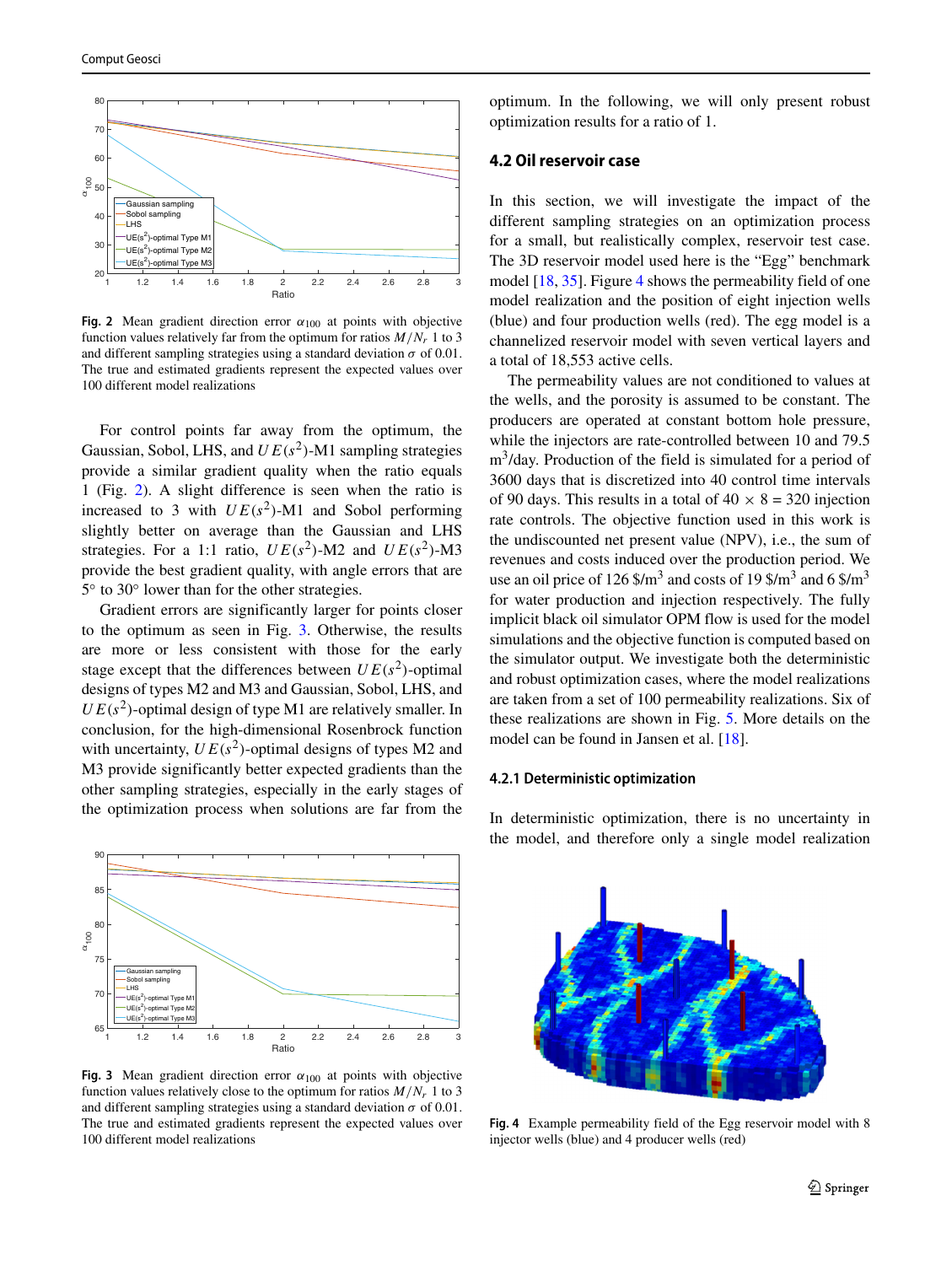Fig. 2 Mean gradient direction error $\alpha_{100}$ at points with objective function values relatively far from the optimum for ratios $M/N_r$ 1 to 3 and different sampling strategies using a standard deviation $\sigma$ of 0.01. The true and estimated gradients represent the expected values over 100 different model realizations

For control points far away from the optimum, the Gaussian, Sobol, LHS, and $UE(s^2)$-M1 sampling strategies provide a similar gradient quality when the ratio equals 1 (Fig. 2). A slight difference is seen when the ratio is increased to 3 with $UE(s^2)$-M1 and Sobol performing slightly better on average than the Gaussian and LHS strategies. For a 1:1 ratio, $UE(s^2)$-M2 and $UE(s^2)$-M3 provide the best gradient quality, with angle errors that are 5° to 30° lower than for the other strategies.

Gradient errors are significantly larger for points closer to the optimum as seen in Fig. 3. Otherwise, the results are more or less consistent with those for the early stage except that the differences between $UE(s^2)$-optimal designs of types M2 and M3 and Gaussian, Sobol, LHS, and $UE(s^2)$-optimal design of type M1 are relatively smaller. In conclusion, for the high-dimensional Rosenbrock function with uncertainty, $UE(s^2)$-optimal designs of types M2 and M3 provide significantly better expected gradients than the other sampling strategies, especially in the early stages of the optimization process when solutions are far from the optimum. In the following, we will only present robust optimization results for a ratio of 1.

Fig. 3 Mean gradient direction error $\alpha_{100}$ at points with objective function values relatively close to the optimum for ratios $M/N_r$ 1 to 3 and different sampling strategies using a standard deviation $\sigma$ of 0.01. The true and estimated gradients represent the expected values over 100 different model realizations

## 4.2 Oil reservoir case

In this section, we will investigate the impact of the different sampling strategies on an optimization process for a small, but realistically complex, reservoir test case. The 3D reservoir model used here is the "Egg" benchmark model [18, 35]. Figure 4 shows the permeability field of one model realization and the position of eight injection wells (blue) and four production wells (red). The egg model is a channelized reservoir model with seven vertical layers and a total of 18,553 active cells.

The permeability values are not conditioned to values at the wells, and the porosity is assumed to be constant. The producers are operated at constant bottom hole pressure, while the injectors are rate-controlled between 10 and 79.5 $m^3$/day. Production of the field is simulated for a period of 3600 days that is discretized into 40 control time intervals of 90 days. This results in a total of $40 \times 8 = 320$ injection rate controls. The objective function used in this work is the undiscounted net present value (NPV), i.e., the sum of revenues and costs induced over the production period. We use an oil price of 126 \$/$m^3$ and costs of 19 \$/$m^3$ and 6 \$/$m^3$ for water production and injection respectively. The fully implicit black oil simulator OPM flow is used for the model simulations and the objective function is computed based on the simulator output. We investigate both the deterministic and robust optimization cases, where the model realizations are taken from a set of 100 permeability realizations. Six of these realizations are shown in Fig. 5. More details on the model can be found in Jansen et al. [18].

### 4.2.1 Deterministic optimization

In deterministic optimization, there is no uncertainty in the model, and therefore only a single model realization

Fig. 4 Example permeability field of the Egg reservoir model with 8 injector wells (blue) and 4 producer wells (red)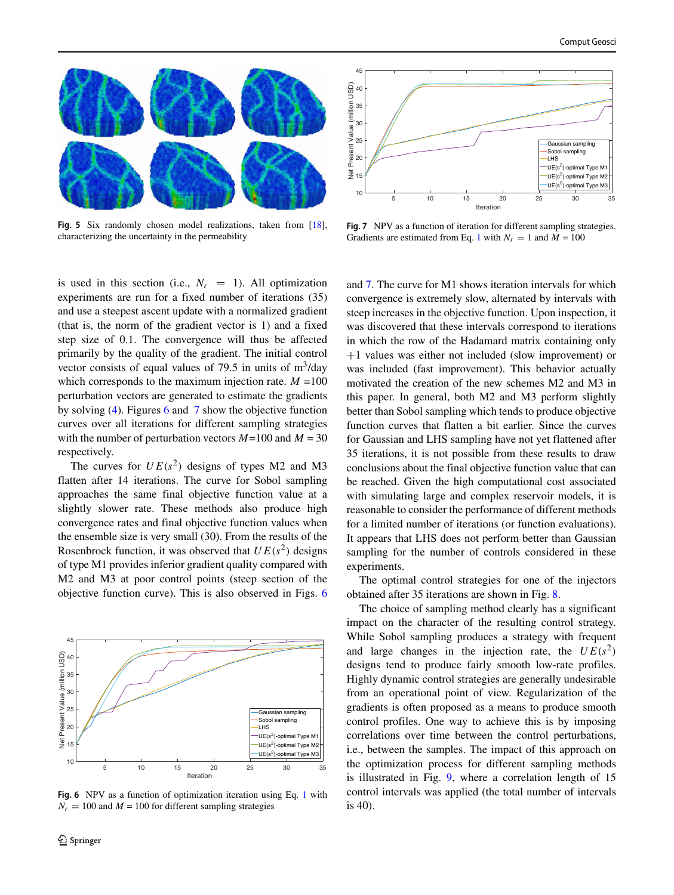Fig. 5 Six randomly chosen model realizations, taken from [18], characterizing the uncertainty in the permeability

Fig. 7 NPV as a function of iteration for different sampling strategies. Gradients are estimated from Eq. 1 with $N_r = 1$ and $M = 100$

is used in this section (i.e., $N_r = 1$). All optimization experiments are run for a fixed number of iterations (35) and use a steepest ascent update with a normalized gradient (that is, the norm of the gradient vector is 1) and a fixed step size of 0.1. The convergence will thus be affected primarily by the quality of the gradient. The initial control vector consists of equal values of 79.5 in units of m$^3$/day which corresponds to the maximum injection rate. $M$ =100 perturbation vectors are generated to estimate the gradients by solving (4). Figures 6 and 7 show the objective function curves over all iterations for different sampling strategies with the number of perturbation vectors $M$=100 and $M$ = 30 respectively.

The curves for $UE(s^2)$ designs of types M2 and M3 flatten after 14 iterations. The curve for Sobol sampling approaches the same final objective function value at a slightly slower rate. These methods also produce high convergence rates and final objective function values when the ensemble size is very small (30). From the results of the Rosenbrock function, it was observed that $UE(s^2)$ designs of type M1 provides inferior gradient quality compared with M2 and M3 at poor control points (steep section of the objective function curve). This is also observed in Figs. 6 and 7. The curve for M1 shows iteration intervals for which convergence is extremely slow, alternated by intervals with steep increases in the objective function. Upon inspection, it was discovered that these intervals correspond to iterations in which the row of the Hadamard matrix containing only +1 values was either not included (slow improvement) or was included (fast improvement). This behavior actually motivated the creation of the new schemes M2 and M3 in this paper. In general, both M2 and M3 perform slightly better than Sobol sampling which tends to produce objective function curves that flatten a bit earlier. Since the curves for Gaussian and LHS sampling have not yet flattened after 35 iterations, it is not possible from these results to draw conclusions about the final objective function value that can be reached. Given the high computational cost associated with simulating large and complex reservoir models, it is reasonable to consider the performance of different methods for a limited number of iterations (or function evaluations). It appears that LHS does not perform better than Gaussian sampling for the number of controls considered in these experiments.

The optimal control strategies for one of the injectors obtained after 35 iterations are shown in Fig. 8.

The choice of sampling method clearly has a significant impact on the character of the resulting control strategy. While Sobol sampling produces a strategy with frequent and large changes in the injection rate, the $UE(s^2)$ designs tend to produce fairly smooth low-rate profiles. Highly dynamic control strategies are generally undesirable from an operational point of view. Regularization of the gradients is often proposed as a means to produce smooth control profiles. One way to achieve this is by imposing correlations over time between the control perturbations, i.e., between the samples. The impact of this approach on the optimization process for different sampling methods is illustrated in Fig. 9, where a correlation length of 15 control intervals was applied (the total number of intervals is 40).

Fig. 6 NPV as a function of optimization iteration using Eq. 1 with $N_r = 100$ and $M = 100$ for different sampling strategies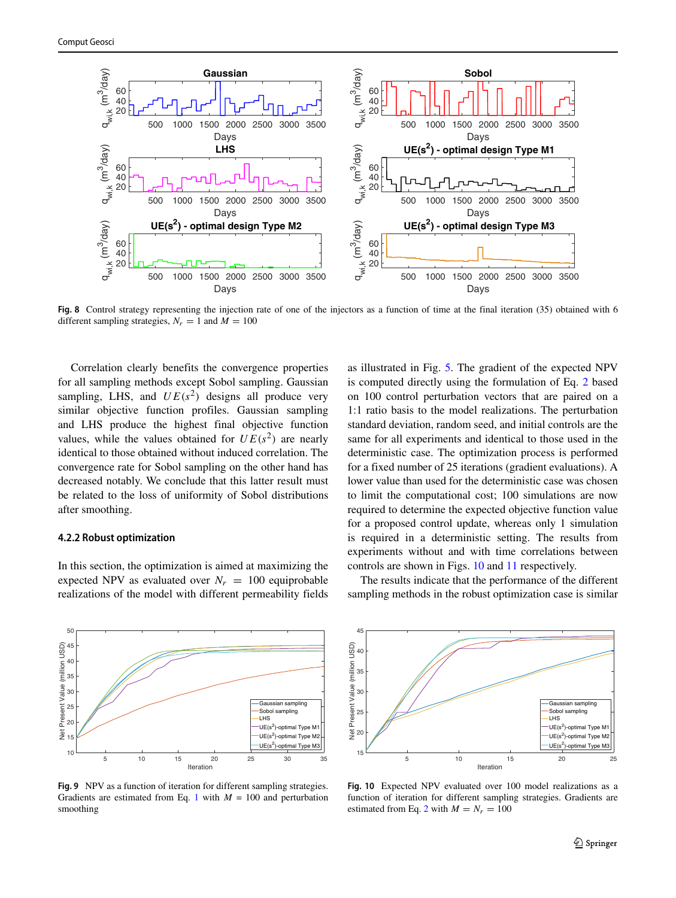Fig. 8 Control strategy representing the injection rate of one of the injectors as a function of time at the final iteration (35) obtained with 6 different sampling strategies, $N_r = 1$ and $M = 100$

Correlation clearly benefits the convergence properties for all sampling methods except Sobol sampling. Gaussian sampling, LHS, and $UE(s^2)$ designs all produce very similar objective function profiles. Gaussian sampling and LHS produce the highest final objective function values, while the values obtained for $UE(s^2)$ are nearly identical to those obtained without induced correlation. The convergence rate for Sobol sampling on the other hand has decreased notably. We conclude that this latter result must be related to the loss of uniformity of Sobol distributions after smoothing.

### 4.2.2 Robust optimization

In this section, the optimization is aimed at maximizing the expected NPV as evaluated over $N_r = 100$ equiprobable realizations of the model with different permeability fields as illustrated in Fig. 5. The gradient of the expected NPV is computed directly using the formulation of Eq. 2 based on 100 control perturbation vectors that are paired on a 1:1 ratio basis to the model realizations. The perturbation standard deviation, random seed, and initial controls are the same for all experiments and identical to those used in the deterministic case. The optimization process is performed for a fixed number of 25 iterations (gradient evaluations). A lower value than used for the deterministic case was chosen to limit the computational cost; 100 simulations are now required to determine the expected objective function value for a proposed control update, whereas only 1 simulation is required in a deterministic setting. The results from experiments without and with time correlations between controls are shown in Figs. 10 and 11 respectively.

The results indicate that the performance of the different sampling methods in the robust optimization case is similar

Fig. 9 NPV as a function of iteration for different sampling strategies. Gradients are estimated from Eq. 1 with $M = 100$ and perturbation smoothing

Fig. 10 Expected NPV evaluated over 100 model realizations as a function of iteration for different sampling strategies. Gradients are estimated from Eq. 2 with $M = N_r = 100$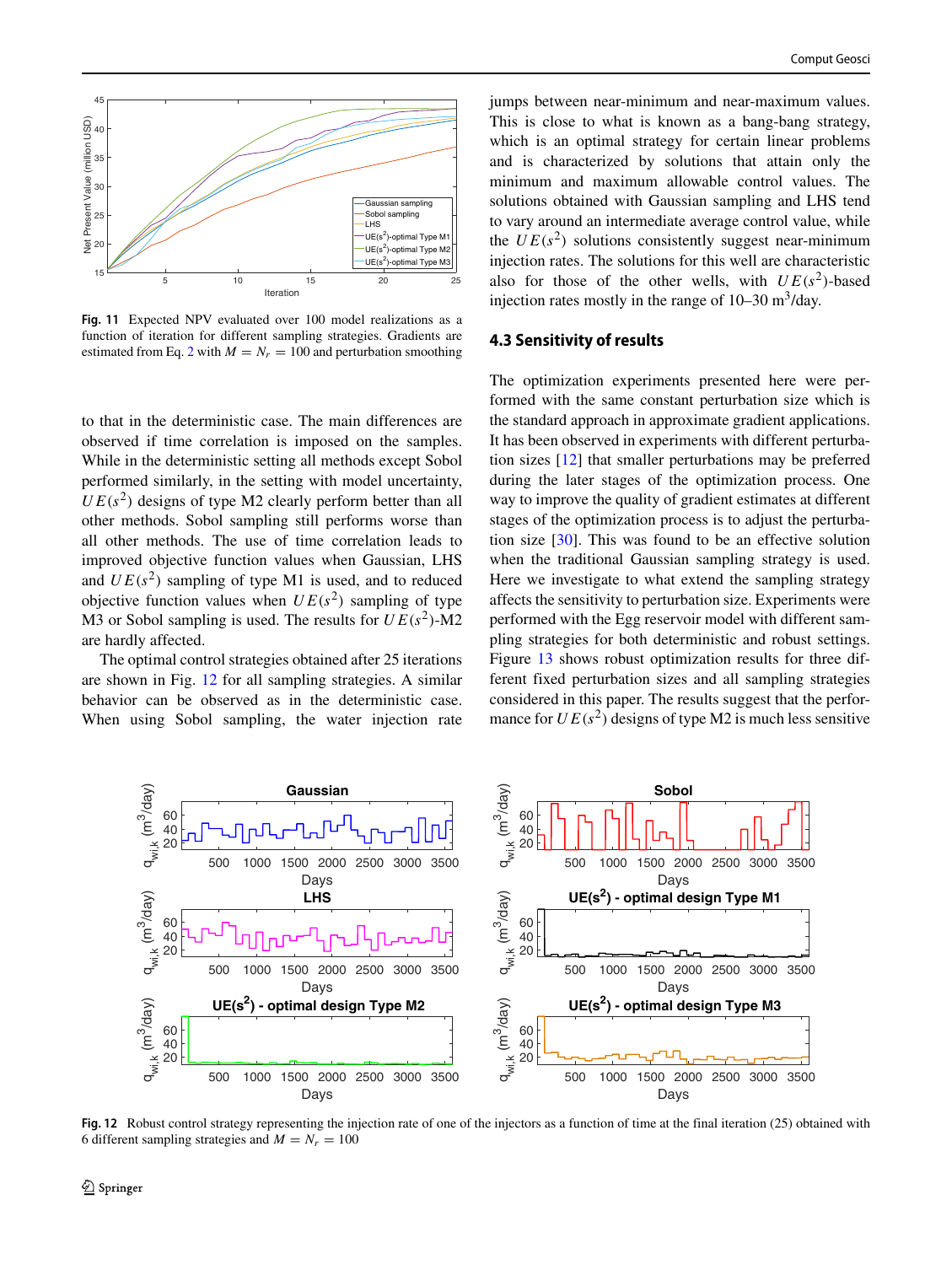Fig. 11 Expected NPV evaluated over 100 model realizations as a function of iteration for different sampling strategies. Gradients are estimated from Eq. 2 with $M = N_r = 100$ and perturbation smoothing

to that in the deterministic case. The main differences are observed if time correlation is imposed on the samples. While in the deterministic setting all methods except Sobol performed similarly, in the setting with model uncertainty, $UE(s^2)$ designs of type M2 clearly perform better than all other methods. Sobol sampling still performs worse than all other methods. The use of time correlation leads to improved objective function values when Gaussian, LHS and $UE(s^2)$ sampling of type M1 is used, and to reduced objective function values when $UE(s^2)$ sampling of type M3 or Sobol sampling is used. The results for $UE(s^2)$-M2 are hardly affected.

The optimal control strategies obtained after 25 iterations are shown in Fig. 12 for all sampling strategies. A similar behavior can be observed as in the deterministic case. When using Sobol sampling, the water injection rate jumps between near-minimum and near-maximum values. This is close to what is known as a bang-bang strategy, which is an optimal strategy for certain linear problems and is characterized by solutions that attain only the minimum and maximum allowable control values. The solutions obtained with Gaussian sampling and LHS tend to vary around an intermediate average control value, while the $UE(s^2)$ solutions consistently suggest near-minimum injection rates. The solutions for this well are characteristic also for those of the other wells, with $UE(s^2)$-based injection rates mostly in the range of 10–30 m$^3$/day.

### 4.3 Sensitivity of results

The optimization experiments presented here were performed with the same constant perturbation size which is the standard approach in approximate gradient applications. It has been observed in experiments with different perturbation sizes [12] that smaller perturbations may be preferred during the later stages of the optimization process. One way to improve the quality of gradient estimates at different stages of the optimization process is to adjust the perturbation size [30]. This was found to be an effective solution when the traditional Gaussian sampling strategy is used. Here we investigate to what extend the sampling strategy affects the sensitivity to perturbation size. Experiments were performed with the Egg reservoir model with different sampling strategies for both deterministic and robust settings. Figure 13 shows robust optimization results for three different fixed perturbation sizes and all sampling strategies considered in this paper. The results suggest that the performance for $UE(s^2)$ designs of type M2 is much less sensitive

Fig. 12 Robust control strategy representing the injection rate of one of the injectors as a function of time at the final iteration (25) obtained with 6 different sampling strategies and $M = N_r = 100$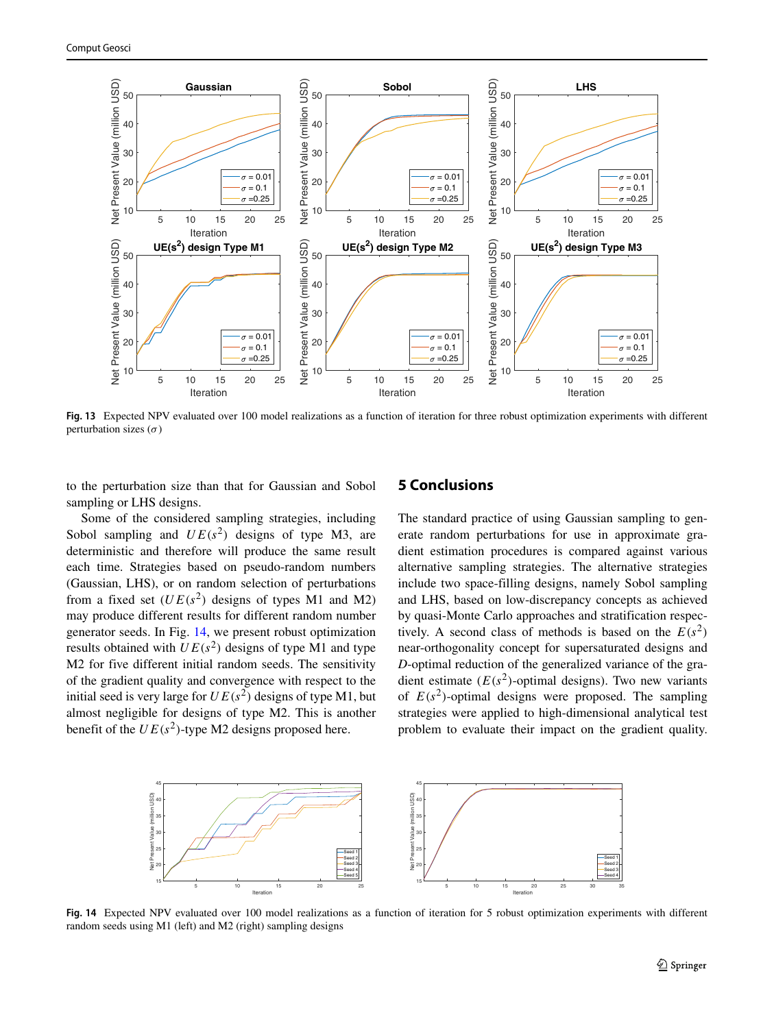Fig. 13 Expected NPV evaluated over 100 model realizations as a function of iteration for three robust optimization experiments with different perturbation sizes ($\sigma$)

to the perturbation size than that for Gaussian and Sobol sampling or LHS designs.

Some of the considered sampling strategies, including Sobol sampling and $UE(s^2)$ designs of type M3, are deterministic and therefore will produce the same result each time. Strategies based on pseudo-random numbers (Gaussian, LHS), or on random selection of perturbations from a fixed set ($UE(s^2)$ designs of types M1 and M2) may produce different results for different random number generator seeds. In Fig. 14, we present robust optimization results obtained with $UE(s^2)$ designs of type M1 and type M2 for five different initial random seeds. The sensitivity of the gradient quality and convergence with respect to the initial seed is very large for $UE(s^2)$ designs of type M1, but almost negligible for designs of type M2. This is another benefit of the $UE(s^2)$-type M2 designs proposed here.

## 5 Conclusions

The standard practice of using Gaussian sampling to generate random perturbations for use in approximate gradient estimation procedures is compared against various alternative sampling strategies. The alternative strategies include two space-filling designs, namely Sobol sampling and LHS, based on low-discrepancy concepts as achieved by quasi-Monte Carlo approaches and stratification respectively. A second class of methods is based on the $E(s^2)$ near-orthogonality concept for supersaturated designs and $D$-optimal reduction of the generalized variance of the gradient estimate ($E(s^2)$-optimal designs). Two new variants of $E(s^2)$-optimal designs were proposed. The sampling strategies were applied to high-dimensional analytical test problem to evaluate their impact on the gradient quality.

Fig. 14 Expected NPV evaluated over 100 model realizations as a function of iteration for 5 robust optimization experiments with different random seeds using M1 (left) and M2 (right) sampling designs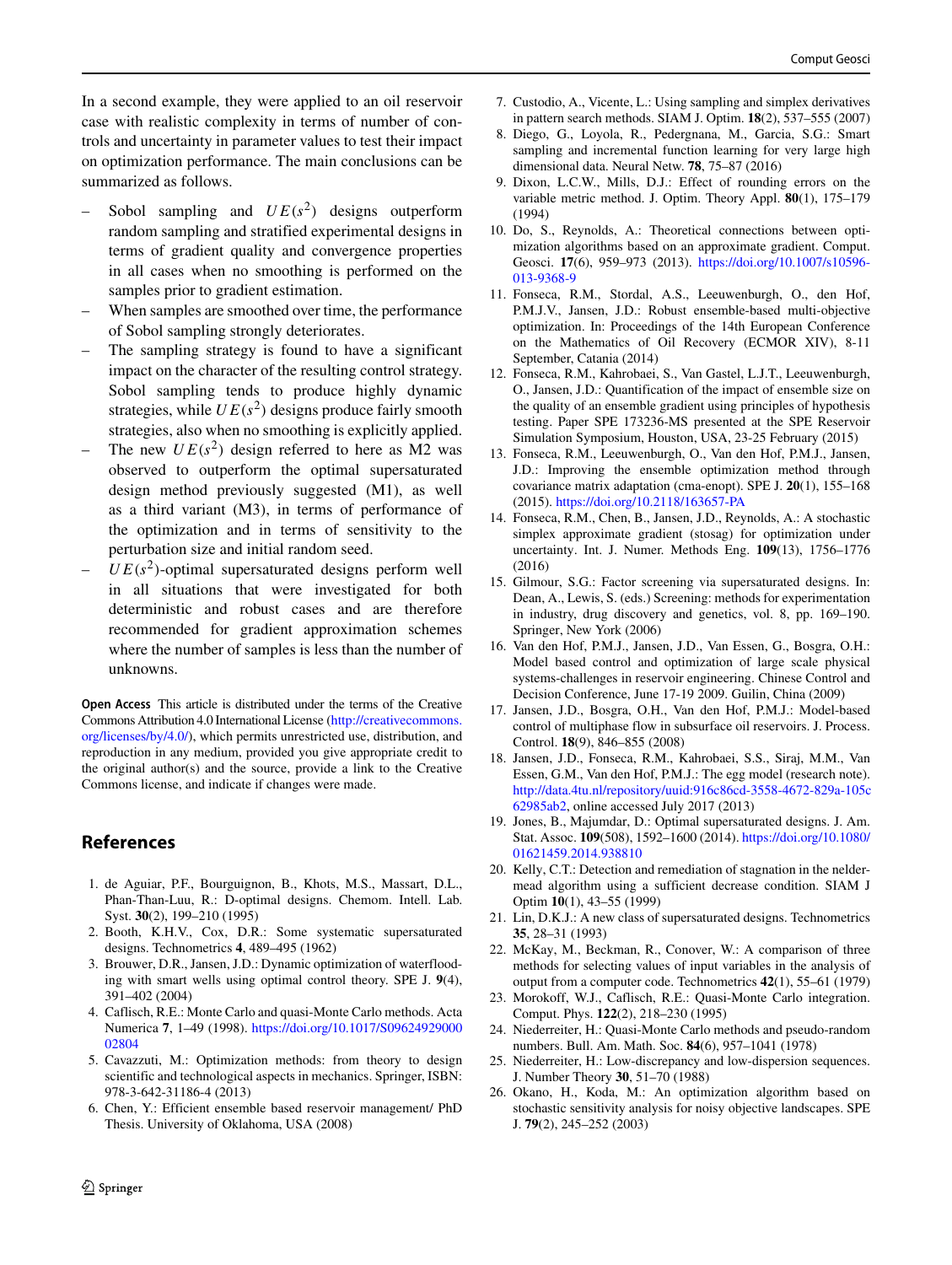In a second example, they were applied to an oil reservoir case with realistic complexity in terms of number of controls and uncertainty in parameter values to test their impact on optimization performance. The main conclusions can be summarized as follows.

- Sobol sampling and $UE(s^2)$ designs outperform random sampling and stratified experimental designs in terms of gradient quality and convergence properties in all cases when no smoothing is performed on the samples prior to gradient estimation.
- When samples are smoothed over time, the performance of Sobol sampling strongly deteriorates.
- The sampling strategy is found to have a significant impact on the character of the resulting control strategy. Sobol sampling tends to produce highly dynamic strategies, while $UE(s^2)$ designs produce fairly smooth strategies, also when no smoothing is explicitly applied.
- The new $UE(s^2)$ design referred to here as M2 was observed to outperform the optimal supersaturated design method previously suggested (M1), as well as a third variant (M3), in terms of performance of the optimization and in terms of sensitivity to the perturbation size and initial random seed.
- $UE(s^2)$-optimal supersaturated designs perform well in all situations that were investigated for both deterministic and robust cases and are therefore recommended for gradient approximation schemes where the number of samples is less than the number of unknowns.

**Open Access** This article is distributed under the terms of the Creative Commons Attribution 4.0 International License (http://creativecommons.org/licenses/by/4.0/), which permits unrestricted use, distribution, and reproduction in any medium, provided you give appropriate credit to the original author(s) and the source, provide a link to the Creative Commons license, and indicate if changes were made.

## References

1. de Aguiar, P.F., Bourguignon, B., Khots, M.S., Massart, D.L., Phan-Than-Luu, R.: D-optimal designs. Chemom. Intell. Lab. Syst. **30**(2), 199–210 (1995)
2. Booth, K.H.V., Cox, D.R.: Some systematic supersaturated designs. Technometrics **4**, 489–495 (1962)
3. Brouwer, D.R., Jansen, J.D.: Dynamic optimization of waterflooding with smart wells using optimal control theory. SPE J. **9**(4), 391–402 (2004)
4. Caflisch, R.E.: Monte Carlo and quasi-Monte Carlo methods. Acta Numerica **7**, 1–49 (1998). https://doi.org/10.1017/S0962492900002804
5. Cavazzuti, M.: Optimization methods: from theory to design scientific and technological aspects in mechanics. Springer, ISBN: 978-3-642-31186-4 (2013)
6. Chen, Y.: Efficient ensemble based reservoir management/ PhD Thesis. University of Oklahoma, USA (2008)
7. Custodio, A., Vicente, L.: Using sampling and simplex derivatives in pattern search methods. SIAM J. Optim. **18**(2), 537–555 (2007)
8. Diego, G., Loyola, R., Pedergnana, M., Garcia, S.G.: Smart sampling and incremental function learning for very large high dimensional data. Neural Netw. **78**, 75–87 (2016)
9. Dixon, L.C.W., Mills, D.J.: Effect of rounding errors on the variable metric method. J. Optim. Theory Appl. **80**(1), 175–179 (1994)
10. Do, S., Reynolds, A.: Theoretical connections between optimization algorithms based on an approximate gradient. Comput. Geosci. **17**(6), 959–973 (2013). https://doi.org/10.1007/s10596-013-9368-9
11. Fonseca, R.M., Stordal, A.S., Leeuwenburgh, O., den Hof, P.M.J.V., Jansen, J.D.: Robust ensemble-based multi-objective optimization. In: Proceedings of the 14th European Conference on the Mathematics of Oil Recovery (ECMOR XIV), 8-11 September, Catania (2014)
12. Fonseca, R.M., Kahrobaei, S., Van Gastel, L.J.T., Leeuwenburgh, O., Jansen, J.D.: Quantification of the impact of ensemble size on the quality of an ensemble gradient using principles of hypothesis testing. Paper SPE 173236-MS presented at the SPE Reservoir Simulation Symposium, Houston, USA, 23-25 February (2015)
13. Fonseca, R.M., Leeuwenburgh, O., Van den Hof, P.M.J., Jansen, J.D.: Improving the ensemble optimization method through covariance matrix adaptation (cma-enopt). SPE J. **20**(1), 155–168 (2015). https://doi.org/10.2118/163657-PA
14. Fonseca, R.M., Chen, B., Jansen, J.D., Reynolds, A.: A stochastic simplex approximate gradient (stosag) for optimization under uncertainty. Int. J. Numer. Methods Eng. **109**(13), 1756–1776 (2016)
15. Gilmour, S.G.: Factor screening via supersaturated designs. In: Dean, A., Lewis, S. (eds.) Screening: methods for experimentation in industry, drug discovery and genetics, vol. 8, pp. 169–190. Springer, New York (2006)
16. Van den Hof, P.M.J., Jansen, J.D., Van Essen, G., Bosgra, O.H.: Model based control and optimization of large scale physical systems-challenges in reservoir engineering. Chinese Control and Decision Conference, June 17-19 2009. Guilin, China (2009)
17. Jansen, J.D., Bosgra, O.H., Van den Hof, P.M.J.: Model-based control of multiphase flow in subsurface oil reservoirs. J. Process. Control. **18**(9), 846–855 (2008)
18. Jansen, J.D., Fonseca, R.M., Kahrobaei, S.S., Siraj, M.M., Van Essen, G.M., Van den Hof, P.M.J.: The egg model (research note). http://data.4tu.nl/repository/uuid:916c86cd-3558-4672-829a-105c62985ab2, online accessed July 2017 (2013)
19. Jones, B., Majumdar, D.: Optimal supersaturated designs. J. Am. Stat. Assoc. **109**(508), 1592–1600 (2014). https://doi.org/10.1080/01621459.2014.938810
20. Kelly, C.T.: Detection and remediation of stagnation in the nelder-mead algorithm using a sufficient decrease condition. SIAM J Optim **10**(1), 43–55 (1999)
21. Lin, D.K.J.: A new class of supersaturated designs. Technometrics **35**, 28–31 (1993)
22. McKay, M., Beckman, R., Conover, W.: A comparison of three methods for selecting values of input variables in the analysis of output from a computer code. Technometrics **42**(1), 55–61 (1979)
23. Morokoff, W.J., Caflisch, R.E.: Quasi-Monte Carlo integration. Comput. Phys. **122**(2), 218–230 (1995)
24. Niederreiter, H.: Quasi-Monte Carlo methods and pseudo-random numbers. Bull. Am. Math. Soc. **84**(6), 957–1041 (1978)
25. Niederreiter, H.: Low-discrepancy and low-dispersion sequences. J. Number Theory **30**, 51–70 (1988)
26. Okano, H., Koda, M.: An optimization algorithm based on stochastic sensitivity analysis for noisy objective landscapes. SPE J. **79**(2), 245–252 (2003)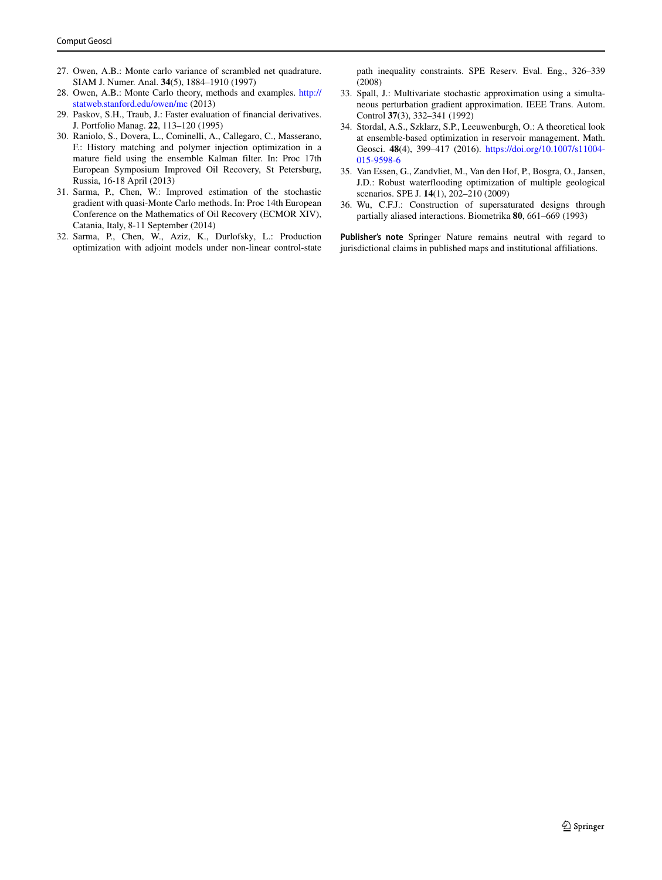27. Owen, A.B.: Monte carlo variance of scrambled net quadrature. SIAM J. Numer. Anal. **34**(5), 1884–1910 (1997)
28. Owen, A.B.: Monte Carlo theory, methods and examples. http://statweb.stanford.edu/owen/mc (2013)
29. Paskov, S.H., Traub, J.: Faster evaluation of financial derivatives. J. Portfolio Manag. **22**, 113–120 (1995)
30. Raniolo, S., Dovera, L., Cominelli, A., Callegaro, C., Masserano, F.: History matching and polymer injection optimization in a mature field using the ensemble Kalman filter. In: Proc 17th European Symposium Improved Oil Recovery, St Petersburg, Russia, 16-18 April (2013)
31. Sarma, P., Chen, W.: Improved estimation of the stochastic gradient with quasi-Monte Carlo methods. In: Proc 14th European Conference on the Mathematics of Oil Recovery (ECMOR XIV), Catania, Italy, 8-11 September (2014)
32. Sarma, P., Chen, W., Aziz, K., Durlofsky, L.: Production optimization with adjoint models under non-linear control-state path inequality constraints. SPE Reserv. Eval. Eng., 326–339 (2008)
33. Spall, J.: Multivariate stochastic approximation using a simultaneous perturbation gradient approximation. IEEE Trans. Autom. Control **37**(3), 332–341 (1992)
34. Stordal, A.S., Szklarz, S.P., Leeuwenburgh, O.: A theoretical look at ensemble-based optimization in reservoir management. Math. Geosci. **48**(4), 399–417 (2016). https://doi.org/10.1007/s11004-015-9598-6
35. Van Essen, G., Zandvliet, M., Van den Hof, P., Bosgra, O., Jansen, J.D.: Robust waterflooding optimization of multiple geological scenarios. SPE J. **14**(1), 202–210 (2009)
36. Wu, C.F.J.: Construction of supersaturated designs through partially aliased interactions. Biometrika **80**, 661–669 (1993)

**Publisher's note** Springer Nature remains neutral with regard to jurisdictional claims in published maps and institutional affiliations.